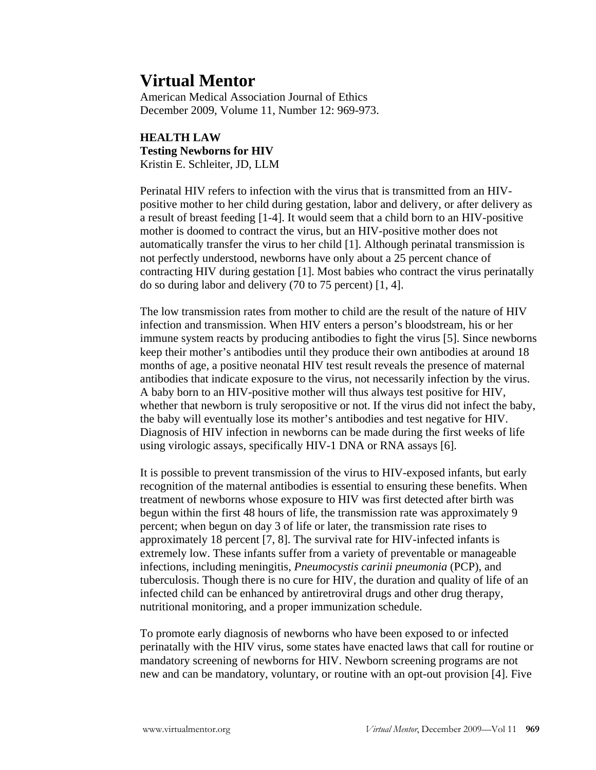# Virtual Mentor

American Medical Association Journal of Ethics
December 2009, Volume 11, Number 12: 969-973.

**HEALTH LAW**
**Testing Newborns for HIV**
Kristin E. Schleiter, JD, LLM

Perinatal HIV refers to infection with the virus that is transmitted from an HIV-positive mother to her child during gestation, labor and delivery, or after delivery as a result of breast feeding [1-4]. It would seem that a child born to an HIV-positive mother is doomed to contract the virus, but an HIV-positive mother does not automatically transfer the virus to her child [1]. Although perinatal transmission is not perfectly understood, newborns have only about a 25 percent chance of contracting HIV during gestation [1]. Most babies who contract the virus perinatally do so during labor and delivery (70 to 75 percent) [1, 4].

The low transmission rates from mother to child are the result of the nature of HIV infection and transmission. When HIV enters a person's bloodstream, his or her immune system reacts by producing antibodies to fight the virus [5]. Since newborns keep their mother's antibodies until they produce their own antibodies at around 18 months of age, a positive neonatal HIV test result reveals the presence of maternal antibodies that indicate exposure to the virus, not necessarily infection by the virus. A baby born to an HIV-positive mother will thus always test positive for HIV, whether that newborn is truly seropositive or not. If the virus did not infect the baby, the baby will eventually lose its mother's antibodies and test negative for HIV. Diagnosis of HIV infection in newborns can be made during the first weeks of life using virologic assays, specifically HIV-1 DNA or RNA assays [6].

It is possible to prevent transmission of the virus to HIV-exposed infants, but early recognition of the maternal antibodies is essential to ensuring these benefits. When treatment of newborns whose exposure to HIV was first detected after birth was begun within the first 48 hours of life, the transmission rate was approximately 9 percent; when begun on day 3 of life or later, the transmission rate rises to approximately 18 percent [7, 8]. The survival rate for HIV-infected infants is extremely low. These infants suffer from a variety of preventable or manageable infections, including meningitis, *Pneumocystis carinii pneumonia* (PCP), and tuberculosis. Though there is no cure for HIV, the duration and quality of life of an infected child can be enhanced by antiretroviral drugs and other drug therapy, nutritional monitoring, and a proper immunization schedule.

To promote early diagnosis of newborns who have been exposed to or infected perinatally with the HIV virus, some states have enacted laws that call for routine or mandatory screening of newborns for HIV. Newborn screening programs are not new and can be mandatory, voluntary, or routine with an opt-out provision [4]. Five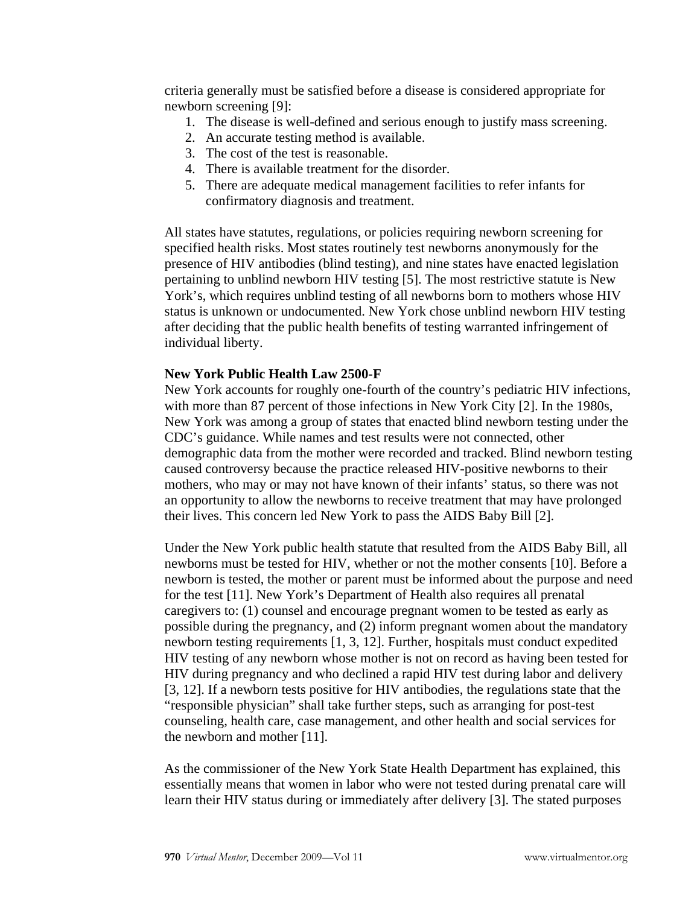criteria generally must be satisfied before a disease is considered appropriate for newborn screening [9]:

1. The disease is well-defined and serious enough to justify mass screening.
2. An accurate testing method is available.
3. The cost of the test is reasonable.
4. There is available treatment for the disorder.
5. There are adequate medical management facilities to refer infants for confirmatory diagnosis and treatment.

All states have statutes, regulations, or policies requiring newborn screening for specified health risks. Most states routinely test newborns anonymously for the presence of HIV antibodies (blind testing), and nine states have enacted legislation pertaining to unblind newborn HIV testing [5]. The most restrictive statute is New York's, which requires unblind testing of all newborns born to mothers whose HIV status is unknown or undocumented. New York chose unblind newborn HIV testing after deciding that the public health benefits of testing warranted infringement of individual liberty.

**New York Public Health Law 2500-F**

New York accounts for roughly one-fourth of the country's pediatric HIV infections, with more than 87 percent of those infections in New York City [2]. In the 1980s, New York was among a group of states that enacted blind newborn testing under the CDC's guidance. While names and test results were not connected, other demographic data from the mother were recorded and tracked. Blind newborn testing caused controversy because the practice released HIV-positive newborns to their mothers, who may or may not have known of their infants' status, so there was not an opportunity to allow the newborns to receive treatment that may have prolonged their lives. This concern led New York to pass the AIDS Baby Bill [2].

Under the New York public health statute that resulted from the AIDS Baby Bill, all newborns must be tested for HIV, whether or not the mother consents [10]. Before a newborn is tested, the mother or parent must be informed about the purpose and need for the test [11]. New York's Department of Health also requires all prenatal caregivers to: (1) counsel and encourage pregnant women to be tested as early as possible during the pregnancy, and (2) inform pregnant women about the mandatory newborn testing requirements [1, 3, 12]. Further, hospitals must conduct expedited HIV testing of any newborn whose mother is not on record as having been tested for HIV during pregnancy and who declined a rapid HIV test during labor and delivery [3, 12]. If a newborn tests positive for HIV antibodies, the regulations state that the "responsible physician" shall take further steps, such as arranging for post-test counseling, health care, case management, and other health and social services for the newborn and mother [11].

As the commissioner of the New York State Health Department has explained, this essentially means that women in labor who were not tested during prenatal care will learn their HIV status during or immediately after delivery [3]. The stated purposes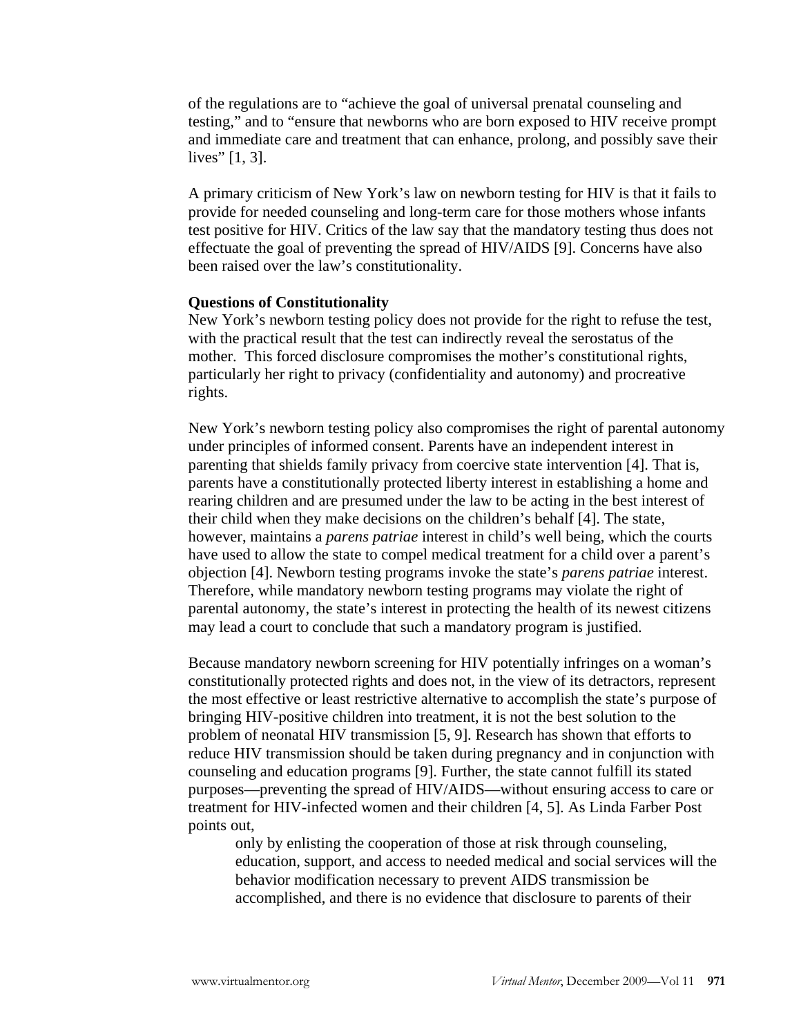of the regulations are to "achieve the goal of universal prenatal counseling and testing," and to "ensure that newborns who are born exposed to HIV receive prompt and immediate care and treatment that can enhance, prolong, and possibly save their lives" [1, 3].

A primary criticism of New York's law on newborn testing for HIV is that it fails to provide for needed counseling and long-term care for those mothers whose infants test positive for HIV. Critics of the law say that the mandatory testing thus does not effectuate the goal of preventing the spread of HIV/AIDS [9]. Concerns have also been raised over the law's constitutionality.

**Questions of Constitutionality**

New York's newborn testing policy does not provide for the right to refuse the test, with the practical result that the test can indirectly reveal the serostatus of the mother. This forced disclosure compromises the mother's constitutional rights, particularly her right to privacy (confidentiality and autonomy) and procreative rights.

New York's newborn testing policy also compromises the right of parental autonomy under principles of informed consent. Parents have an independent interest in parenting that shields family privacy from coercive state intervention [4]. That is, parents have a constitutionally protected liberty interest in establishing a home and rearing children and are presumed under the law to be acting in the best interest of their child when they make decisions on the children's behalf [4]. The state, however, maintains a *parens patriae* interest in child's well being, which the courts have used to allow the state to compel medical treatment for a child over a parent's objection [4]. Newborn testing programs invoke the state's *parens patriae* interest. Therefore, while mandatory newborn testing programs may violate the right of parental autonomy, the state's interest in protecting the health of its newest citizens may lead a court to conclude that such a mandatory program is justified.

Because mandatory newborn screening for HIV potentially infringes on a woman's constitutionally protected rights and does not, in the view of its detractors, represent the most effective or least restrictive alternative to accomplish the state's purpose of bringing HIV-positive children into treatment, it is not the best solution to the problem of neonatal HIV transmission [5, 9]. Research has shown that efforts to reduce HIV transmission should be taken during pregnancy and in conjunction with counseling and education programs [9]. Further, the state cannot fulfill its stated purposes—preventing the spread of HIV/AIDS—without ensuring access to care or treatment for HIV-infected women and their children [4, 5]. As Linda Farber Post points out,

> only by enlisting the cooperation of those at risk through counseling, education, support, and access to needed medical and social services will the behavior modification necessary to prevent AIDS transmission be accomplished, and there is no evidence that disclosure to parents of their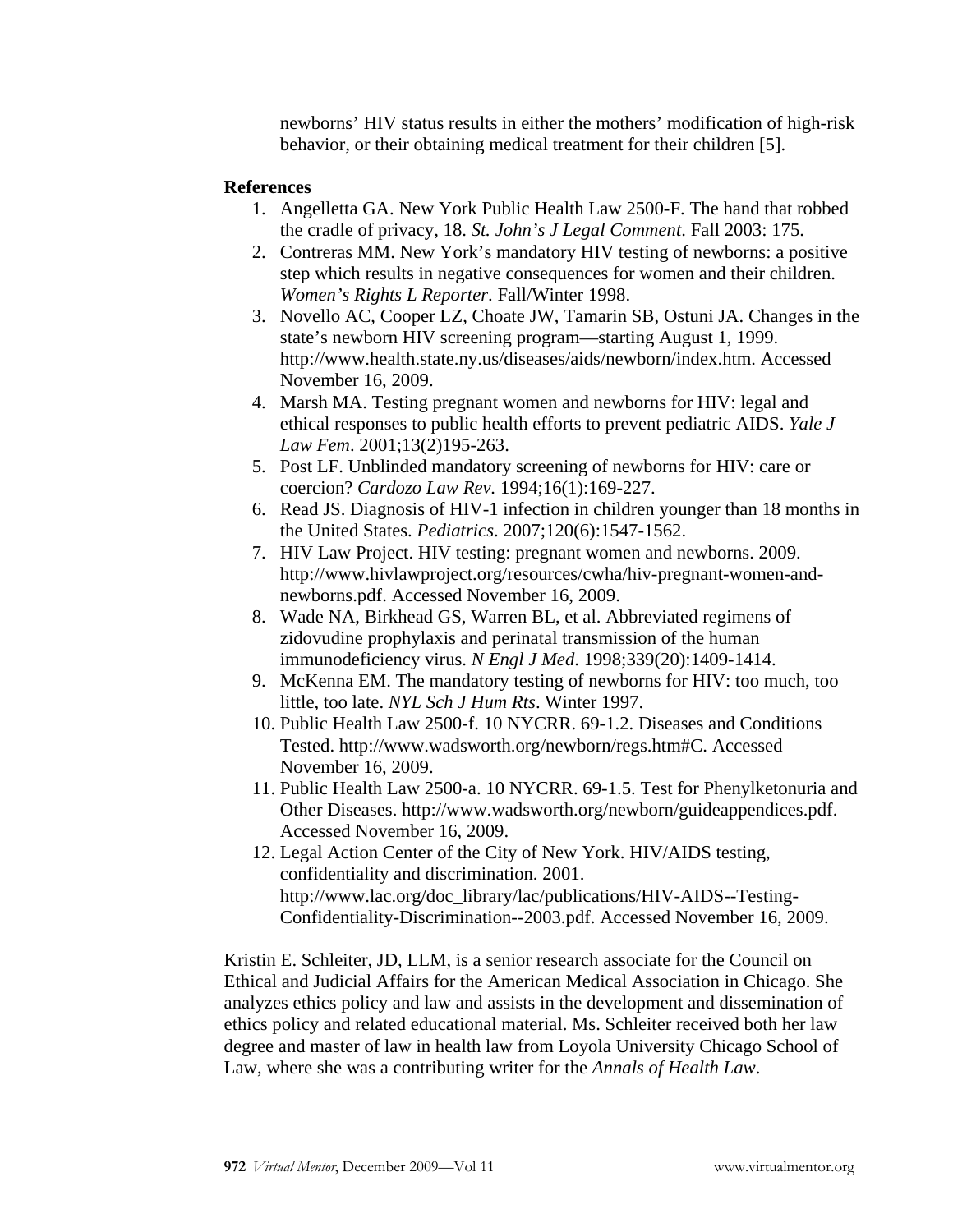newborns' HIV status results in either the mothers' modification of high-risk behavior, or their obtaining medical treatment for their children [5].

**References**

1. Angelletta GA. New York Public Health Law 2500-F. The hand that robbed the cradle of privacy, 18. *St. John's J Legal Comment*. Fall 2003: 175.
2. Contreras MM. New York's mandatory HIV testing of newborns: a positive step which results in negative consequences for women and their children. *Women's Rights L Reporter*. Fall/Winter 1998.
3. Novello AC, Cooper LZ, Choate JW, Tamarin SB, Ostuni JA. Changes in the state's newborn HIV screening program—starting August 1, 1999. http://www.health.state.ny.us/diseases/aids/newborn/index.htm. Accessed November 16, 2009.
4. Marsh MA. Testing pregnant women and newborns for HIV: legal and ethical responses to public health efforts to prevent pediatric AIDS. *Yale J Law Fem*. 2001;13(2)195-263.
5. Post LF. Unblinded mandatory screening of newborns for HIV: care or coercion? *Cardozo Law Rev*. 1994;16(1):169-227.
6. Read JS. Diagnosis of HIV-1 infection in children younger than 18 months in the United States. *Pediatrics*. 2007;120(6):1547-1562.
7. HIV Law Project. HIV testing: pregnant women and newborns. 2009. http://www.hivlawproject.org/resources/cwha/hiv-pregnant-women-and-newborns.pdf. Accessed November 16, 2009.
8. Wade NA, Birkhead GS, Warren BL, et al. Abbreviated regimens of zidovudine prophylaxis and perinatal transmission of the human immunodeficiency virus. *N Engl J Med*. 1998;339(20):1409-1414.
9. McKenna EM. The mandatory testing of newborns for HIV: too much, too little, too late. *NYL Sch J Hum Rts*. Winter 1997.
10. Public Health Law 2500-f. 10 NYCRR. 69-1.2. Diseases and Conditions Tested. http://www.wadsworth.org/newborn/regs.htm#C. Accessed November 16, 2009.
11. Public Health Law 2500-a. 10 NYCRR. 69-1.5. Test for Phenylketonuria and Other Diseases. http://www.wadsworth.org/newborn/guideappendices.pdf. Accessed November 16, 2009.
12. Legal Action Center of the City of New York. HIV/AIDS testing, confidentiality and discrimination. 2001. http://www.lac.org/doc_library/lac/publications/HIV-AIDS--Testing-Confidentiality-Discrimination--2003.pdf. Accessed November 16, 2009.

Kristin E. Schleiter, JD, LLM, is a senior research associate for the Council on Ethical and Judicial Affairs for the American Medical Association in Chicago. She analyzes ethics policy and law and assists in the development and dissemination of ethics policy and related educational material. Ms. Schleiter received both her law degree and master of law in health law from Loyola University Chicago School of Law, where she was a contributing writer for the *Annals of Health Law*.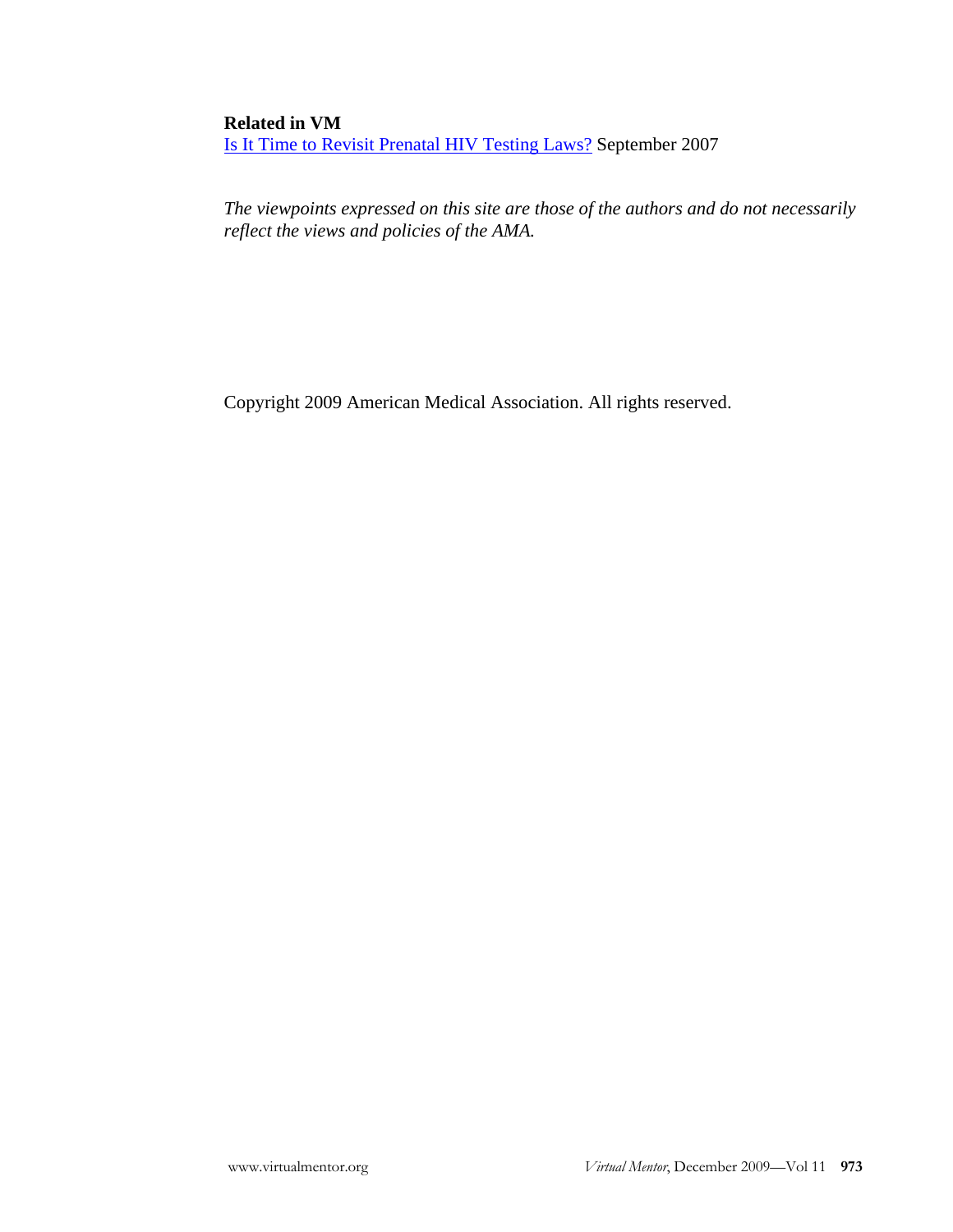**Related in VM**
[Is It Time to Revisit Prenatal HIV Testing Laws?] September 2007

*The viewpoints expressed on this site are those of the authors and do not necessarily reflect the views and policies of the AMA.*

Copyright 2009 American Medical Association. All rights reserved.